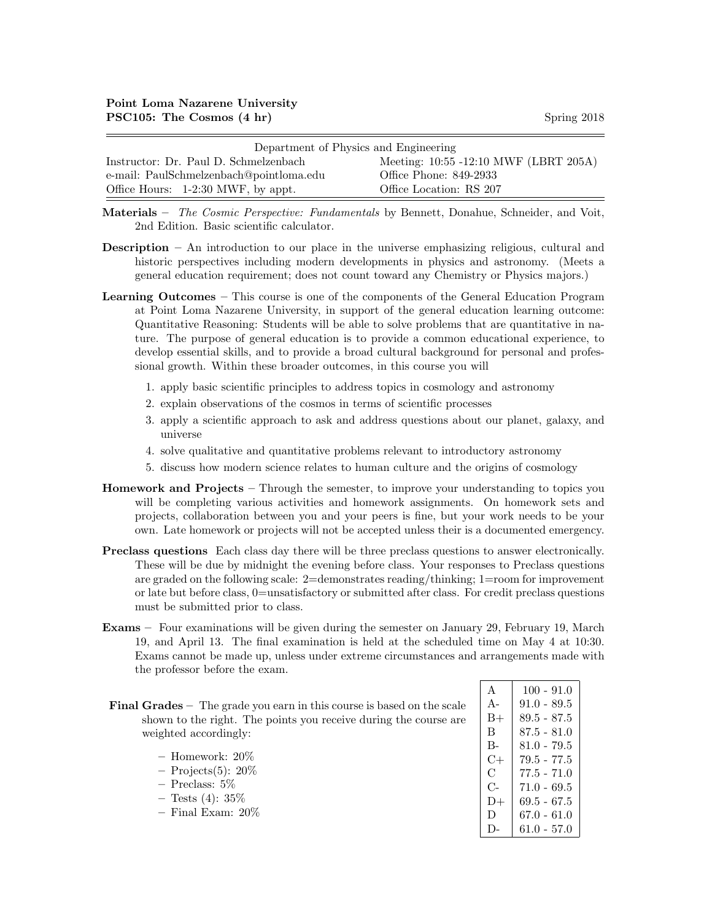**Point Loma Nazarene University**
**PSC105: The Cosmos (4 hr)** Spring 2018

| Department of Physics and Engineering | |
|---|---|
| Instructor: Dr. Paul D. Schmelzenbach | Meeting: 10:55 -12:10 MWF (LBRT 205A) |
| e-mail: PaulSchmelzenbach@pointloma.edu | Office Phone: 849-2933 |
| Office Hours: 1-2:30 MWF, by appt. | Office Location: RS 207 |

**Materials** – *The Cosmic Perspective: Fundamentals* by Bennett, Donahue, Schneider, and Voit, 2nd Edition. Basic scientific calculator.

**Description** – An introduction to our place in the universe emphasizing religious, cultural and historic perspectives including modern developments in physics and astronomy. (Meets a general education requirement; does not count toward any Chemistry or Physics majors.)

**Learning Outcomes** – This course is one of the components of the General Education Program at Point Loma Nazarene University, in support of the general education learning outcome: Quantitative Reasoning: Students will be able to solve problems that are quantitative in nature. The purpose of general education is to provide a common educational experience, to develop essential skills, and to provide a broad cultural background for personal and professional growth. Within these broader outcomes, in this course you will

1. apply basic scientific principles to address topics in cosmology and astronomy
2. explain observations of the cosmos in terms of scientific processes
3. apply a scientific approach to ask and address questions about our planet, galaxy, and universe
4. solve qualitative and quantitative problems relevant to introductory astronomy
5. discuss how modern science relates to human culture and the origins of cosmology

**Homework and Projects** – Through the semester, to improve your understanding to topics you will be completing various activities and homework assignments. On homework sets and projects, collaboration between you and your peers is fine, but your work needs to be your own. Late homework or projects will not be accepted unless their is a documented emergency.

**Preclass questions** Each class day there will be three preclass questions to answer electronically. These will be due by midnight the evening before class. Your responses to Preclass questions are graded on the following scale: 2=demonstrates reading/thinking; 1=room for improvement or late but before class, 0=unsatisfactory or submitted after class. For credit preclass questions must be submitted prior to class.

**Exams** – Four examinations will be given during the semester on January 29, February 19, March 19, and April 13. The final examination is held at the scheduled time on May 4 at 10:30. Exams cannot be made up, unless under extreme circumstances and arrangements made with the professor before the exam.

**Final Grades** – The grade you earn in this course is based on the scale shown to the right. The points you receive during the course are weighted accordingly:

- Homework: 20%
- Projects(5): 20%
- Preclass: 5%
- Tests (4): 35%
- Final Exam: 20%

| Grade | Range |
|---|---|
| A | 100 - 91.0 |
| A- | 91.0 - 89.5 |
| B+ | 89.5 - 87.5 |
| B | 87.5 - 81.0 |
| B- | 81.0 - 79.5 |
| C+ | 79.5 - 77.5 |
| C | 77.5 - 71.0 |
| C- | 71.0 - 69.5 |
| D+ | 69.5 - 67.5 |
| D | 67.0 - 61.0 |
| D- | 61.0 - 57.0 |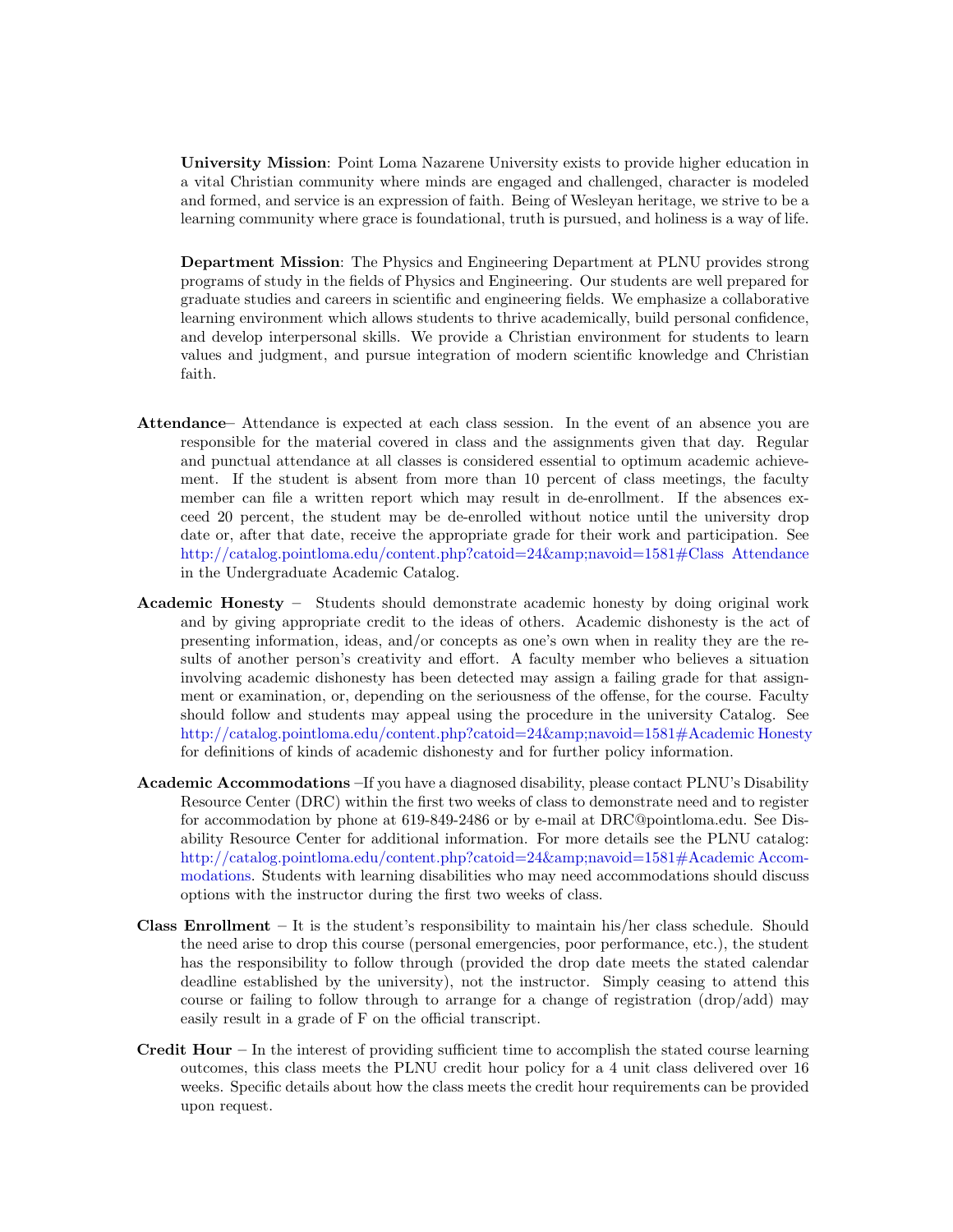**University Mission**: Point Loma Nazarene University exists to provide higher education in a vital Christian community where minds are engaged and challenged, character is modeled and formed, and service is an expression of faith. Being of Wesleyan heritage, we strive to be a learning community where grace is foundational, truth is pursued, and holiness is a way of life.

**Department Mission**: The Physics and Engineering Department at PLNU provides strong programs of study in the fields of Physics and Engineering. Our students are well prepared for graduate studies and careers in scientific and engineering fields. We emphasize a collaborative learning environment which allows students to thrive academically, build personal confidence, and develop interpersonal skills. We provide a Christian environment for students to learn values and judgment, and pursue integration of modern scientific knowledge and Christian faith.

**Attendance**– Attendance is expected at each class session. In the event of an absence you are responsible for the material covered in class and the assignments given that day. Regular and punctual attendance at all classes is considered essential to optimum academic achievement. If the student is absent from more than 10 percent of class meetings, the faculty member can file a written report which may result in de-enrollment. If the absences exceed 20 percent, the student may be de-enrolled without notice until the university drop date or, after that date, receive the appropriate grade for their work and participation. See http://catalog.pointloma.edu/content.php?catoid=24&amp;navoid=1581#Class Attendance in the Undergraduate Academic Catalog.

**Academic Honesty** – Students should demonstrate academic honesty by doing original work and by giving appropriate credit to the ideas of others. Academic dishonesty is the act of presenting information, ideas, and/or concepts as one's own when in reality they are the results of another person's creativity and effort. A faculty member who believes a situation involving academic dishonesty has been detected may assign a failing grade for that assignment or examination, or, depending on the seriousness of the offense, for the course. Faculty should follow and students may appeal using the procedure in the university Catalog. See http://catalog.pointloma.edu/content.php?catoid=24&amp;navoid=1581#Academic Honesty for definitions of kinds of academic dishonesty and for further policy information.

**Academic Accommodations** –If you have a diagnosed disability, please contact PLNU's Disability Resource Center (DRC) within the first two weeks of class to demonstrate need and to register for accommodation by phone at 619-849-2486 or by e-mail at DRC@pointloma.edu. See Disability Resource Center for additional information. For more details see the PLNU catalog: http://catalog.pointloma.edu/content.php?catoid=24&amp;navoid=1581#Academic Accommodations. Students with learning disabilities who may need accommodations should discuss options with the instructor during the first two weeks of class.

**Class Enrollment** – It is the student's responsibility to maintain his/her class schedule. Should the need arise to drop this course (personal emergencies, poor performance, etc.), the student has the responsibility to follow through (provided the drop date meets the stated calendar deadline established by the university), not the instructor. Simply ceasing to attend this course or failing to follow through to arrange for a change of registration (drop/add) may easily result in a grade of F on the official transcript.

**Credit Hour** – In the interest of providing sufficient time to accomplish the stated course learning outcomes, this class meets the PLNU credit hour policy for a 4 unit class delivered over 16 weeks. Specific details about how the class meets the credit hour requirements can be provided upon request.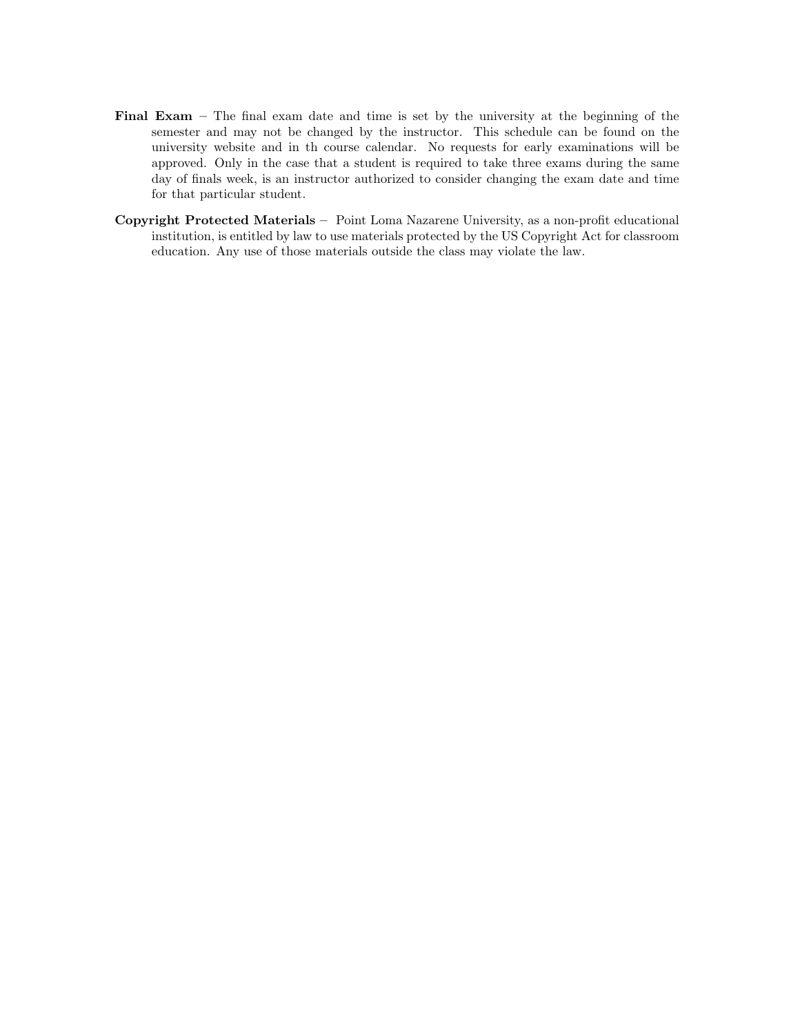**Final Exam** – The final exam date and time is set by the university at the beginning of the semester and may not be changed by the instructor. This schedule can be found on the university website and in th course calendar. No requests for early examinations will be approved. Only in the case that a student is required to take three exams during the same day of finals week, is an instructor authorized to consider changing the exam date and time for that particular student.

**Copyright Protected Materials** – Point Loma Nazarene University, as a non-profit educational institution, is entitled by law to use materials protected by the US Copyright Act for classroom education. Any use of those materials outside the class may violate the law.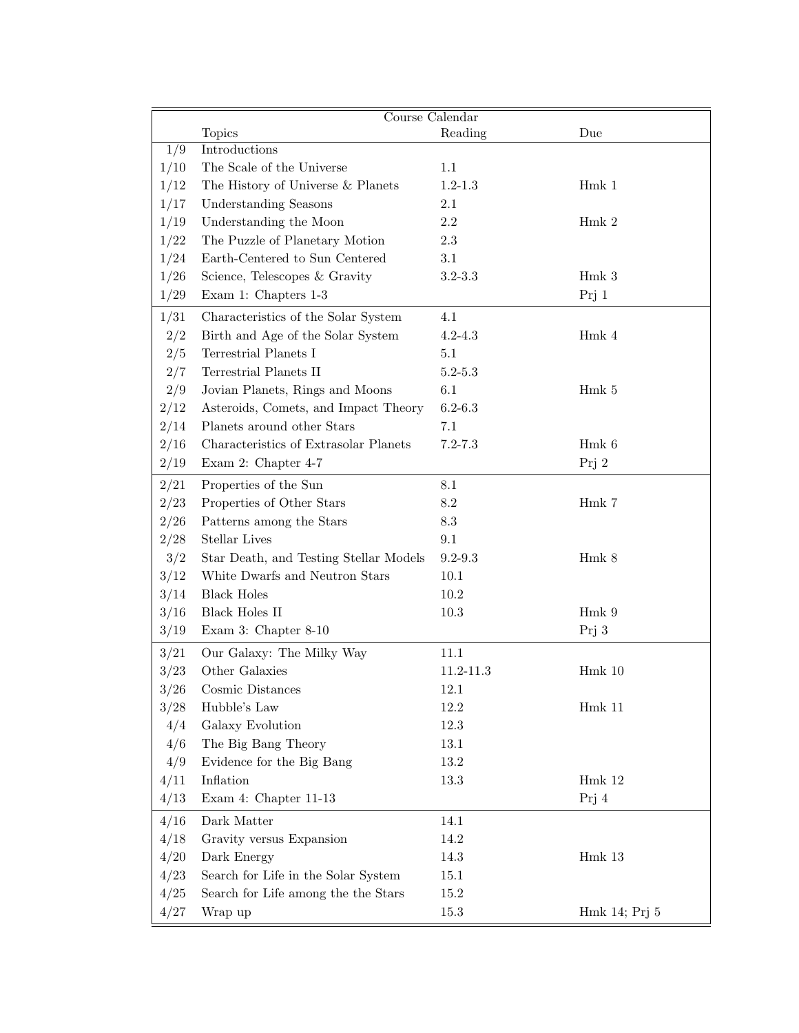| Course Calendar | | | |
|---|---|---|---|
| | Topics | Reading | Due |
| 1/9 | Introductions | | |
| 1/10 | The Scale of the Universe | 1.1 | |
| 1/12 | The History of Universe & Planets | 1.2-1.3 | Hmk 1 |
| 1/17 | Understanding Seasons | 2.1 | |
| 1/19 | Understanding the Moon | 2.2 | Hmk 2 |
| 1/22 | The Puzzle of Planetary Motion | 2.3 | |
| 1/24 | Earth-Centered to Sun Centered | 3.1 | |
| 1/26 | Science, Telescopes & Gravity | 3.2-3.3 | Hmk 3 |
| 1/29 | Exam 1: Chapters 1-3 | | Prj 1 |
| 1/31 | Characteristics of the Solar System | 4.1 | |
| 2/2 | Birth and Age of the Solar System | 4.2-4.3 | Hmk 4 |
| 2/5 | Terrestrial Planets I | 5.1 | |
| 2/7 | Terrestrial Planets II | 5.2-5.3 | |
| 2/9 | Jovian Planets, Rings and Moons | 6.1 | Hmk 5 |
| 2/12 | Asteroids, Comets, and Impact Theory | 6.2-6.3 | |
| 2/14 | Planets around other Stars | 7.1 | |
| 2/16 | Characteristics of Extrasolar Planets | 7.2-7.3 | Hmk 6 |
| 2/19 | Exam 2: Chapter 4-7 | | Prj 2 |
| 2/21 | Properties of the Sun | 8.1 | |
| 2/23 | Properties of Other Stars | 8.2 | Hmk 7 |
| 2/26 | Patterns among the Stars | 8.3 | |
| 2/28 | Stellar Lives | 9.1 | |
| 3/2 | Star Death, and Testing Stellar Models | 9.2-9.3 | Hmk 8 |
| 3/12 | White Dwarfs and Neutron Stars | 10.1 | |
| 3/14 | Black Holes | 10.2 | |
| 3/16 | Black Holes II | 10.3 | Hmk 9 |
| 3/19 | Exam 3: Chapter 8-10 | | Prj 3 |
| 3/21 | Our Galaxy: The Milky Way | 11.1 | |
| 3/23 | Other Galaxies | 11.2-11.3 | Hmk 10 |
| 3/26 | Cosmic Distances | 12.1 | |
| 3/28 | Hubble's Law | 12.2 | Hmk 11 |
| 4/4 | Galaxy Evolution | 12.3 | |
| 4/6 | The Big Bang Theory | 13.1 | |
| 4/9 | Evidence for the Big Bang | 13.2 | |
| 4/11 | Inflation | 13.3 | Hmk 12 |
| 4/13 | Exam 4: Chapter 11-13 | | Prj 4 |
| 4/16 | Dark Matter | 14.1 | |
| 4/18 | Gravity versus Expansion | 14.2 | |
| 4/20 | Dark Energy | 14.3 | Hmk 13 |
| 4/23 | Search for Life in the Solar System | 15.1 | |
| 4/25 | Search for Life among the the Stars | 15.2 | |
| 4/27 | Wrap up | 15.3 | Hmk 14; Prj 5 |